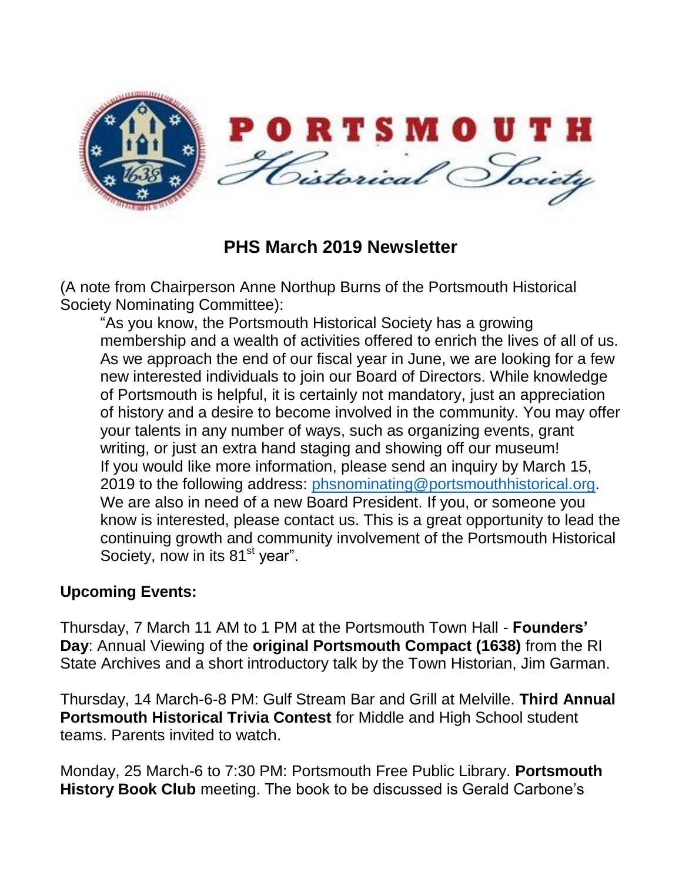PORTSMOUTH *Historical Society*

# PHS March 2019 Newsletter

(A note from Chairperson Anne Northup Burns of the Portsmouth Historical Society Nominating Committee):

> "As you know, the Portsmouth Historical Society has a growing membership and a wealth of activities offered to enrich the lives of all of us. As we approach the end of our fiscal year in June, we are looking for a few new interested individuals to join our Board of Directors. While knowledge of Portsmouth is helpful, it is certainly not mandatory, just an appreciation of history and a desire to become involved in the community. You may offer your talents in any number of ways, such as organizing events, grant writing, or just an extra hand staging and showing off our museum!
> If you would like more information, please send an inquiry by March 15, 2019 to the following address: phsnominating@portsmouthhistorical.org.
> We are also in need of a new Board President. If you, or someone you know is interested, please contact us. This is a great opportunity to lead the continuing growth and community involvement of the Portsmouth Historical Society, now in its 81st year".

**Upcoming Events:**

Thursday, 7 March 11 AM to 1 PM at the Portsmouth Town Hall - **Founders' Day**: Annual Viewing of the **original Portsmouth Compact (1638)** from the RI State Archives and a short introductory talk by the Town Historian, Jim Garman.

Thursday, 14 March-6-8 PM: Gulf Stream Bar and Grill at Melville. **Third Annual Portsmouth Historical Trivia Contest** for Middle and High School student teams. Parents invited to watch.

Monday, 25 March-6 to 7:30 PM: Portsmouth Free Public Library. **Portsmouth History Book Club** meeting. The book to be discussed is Gerald Carbone's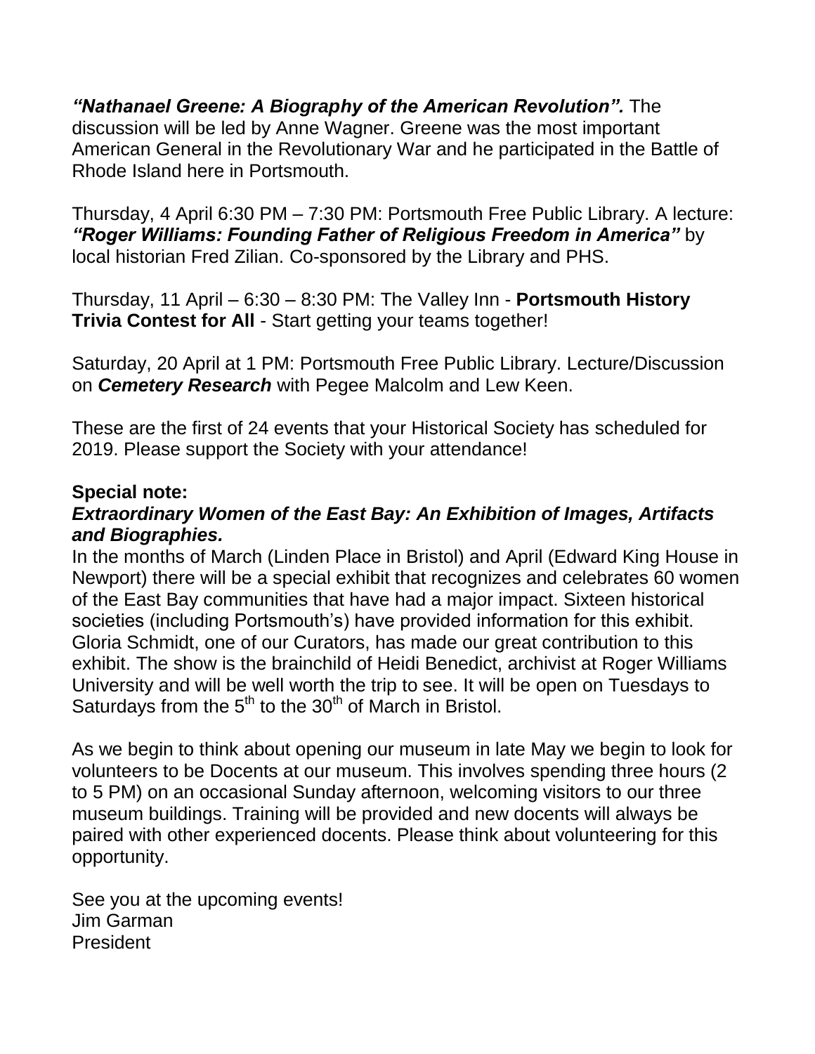*“Nathanael Greene: A Biography of the American Revolution”.* The discussion will be led by Anne Wagner. Greene was the most important American General in the Revolutionary War and he participated in the Battle of Rhode Island here in Portsmouth.

Thursday, 4 April 6:30 PM – 7:30 PM: Portsmouth Free Public Library. A lecture: ***“Roger Williams: Founding Father of Religious Freedom in America”*** by local historian Fred Zilian. Co-sponsored by the Library and PHS.

Thursday, 11 April – 6:30 – 8:30 PM: The Valley Inn - **Portsmouth History Trivia Contest for All** - Start getting your teams together!

Saturday, 20 April at 1 PM: Portsmouth Free Public Library. Lecture/Discussion on ***Cemetery Research*** with Pegee Malcolm and Lew Keen.

These are the first of 24 events that your Historical Society has scheduled for 2019. Please support the Society with your attendance!

**Special note:**
***Extraordinary Women of the East Bay: An Exhibition of Images, Artifacts and Biographies.***
In the months of March (Linden Place in Bristol) and April (Edward King House in Newport) there will be a special exhibit that recognizes and celebrates 60 women of the East Bay communities that have had a major impact. Sixteen historical societies (including Portsmouth’s) have provided information for this exhibit. Gloria Schmidt, one of our Curators, has made our great contribution to this exhibit. The show is the brainchild of Heidi Benedict, archivist at Roger Williams University and will be well worth the trip to see. It will be open on Tuesdays to Saturdays from the 5th to the 30th of March in Bristol.

As we begin to think about opening our museum in late May we begin to look for volunteers to be Docents at our museum. This involves spending three hours (2 to 5 PM) on an occasional Sunday afternoon, welcoming visitors to our three museum buildings. Training will be provided and new docents will always be paired with other experienced docents. Please think about volunteering for this opportunity.

See you at the upcoming events!
Jim Garman
President